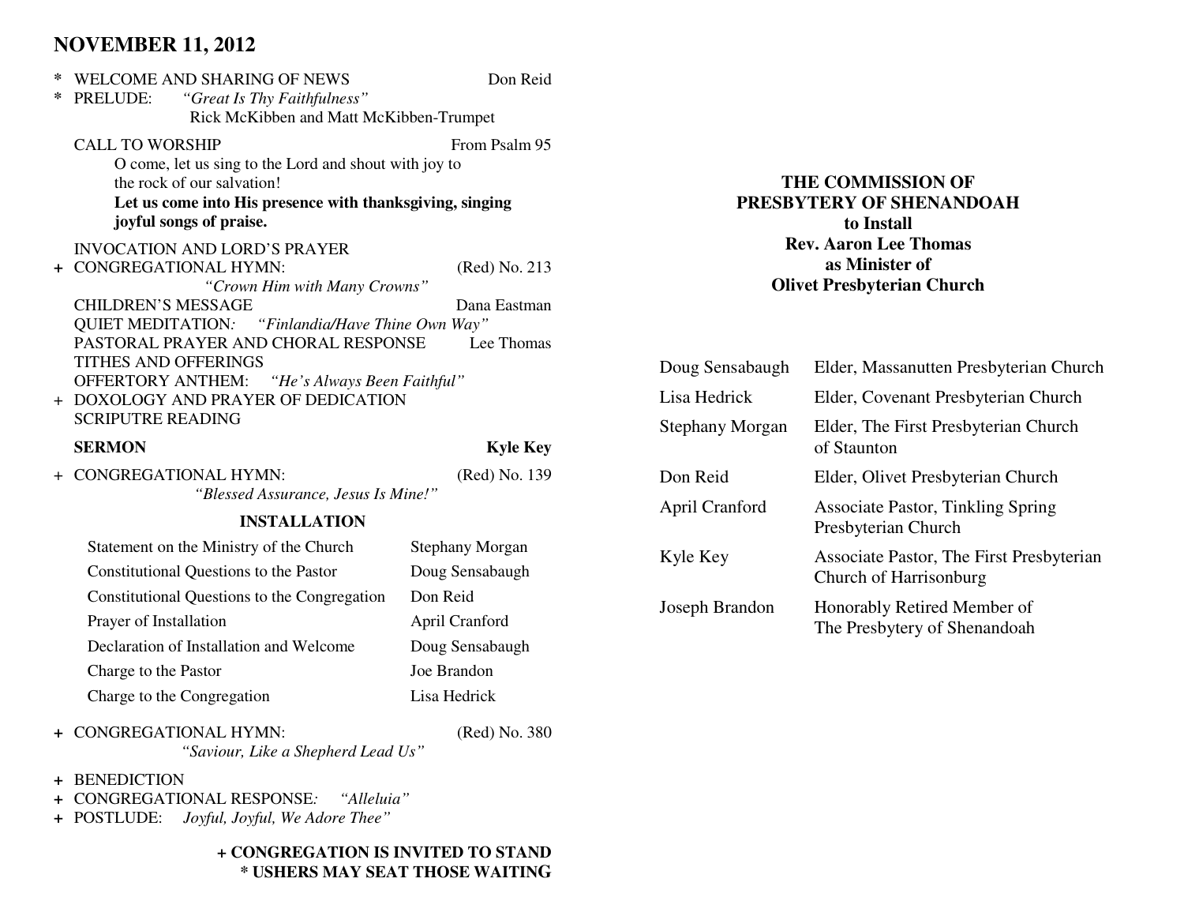## NOVEMBER 11, 2012

\* WELCOME AND SHARING OF NEWS — Don Reid

\* PRELUDE: *"Great Is Thy Faithfulness"*
Rick McKibben and Matt McKibben-Trumpet

CALL TO WORSHIP — From Psalm 95

O come, let us sing to the Lord and shout with joy to the rock of our salvation!

**Let us come into His presence with thanksgiving, singing joyful songs of praise.**

INVOCATION AND LORD'S PRAYER

\+ CONGREGATIONAL HYMN: (Red) No. 213
*"Crown Him with Many Crowns"*

CHILDREN'S MESSAGE — Dana Eastman

QUIET MEDITATION*:* *"Finlandia/Have Thine Own Way"*

PASTORAL PRAYER AND CHORAL RESPONSE — Lee Thomas

TITHES AND OFFERINGS

OFFERTORY ANTHEM: *"He's Always Been Faithful"*

\+ DOXOLOGY AND PRAYER OF DEDICATION

SCRIPUTRE READING

**SERMON — Kyle Key**

\+ CONGREGATIONAL HYMN: (Red) No. 139
*"Blessed Assurance, Jesus Is Mine!"*

### INSTALLATION

| | |
|---|---|
| Statement on the Ministry of the Church | Stephany Morgan |
| Constitutional Questions to the Pastor | Doug Sensabaugh |
| Constitutional Questions to the Congregation | Don Reid |
| Prayer of Installation | April Cranford |
| Declaration of Installation and Welcome | Doug Sensabaugh |
| Charge to the Pastor | Joe Brandon |
| Charge to the Congregation | Lisa Hedrick |

\+ CONGREGATIONAL HYMN: (Red) No. 380
*"Saviour, Like a Shepherd Lead Us"*

\+ BENEDICTION

\+ CONGREGATIONAL RESPONSE*:* *"Alleluia"*

\+ POSTLUDE: *Joyful, Joyful, We Adore Thee"*

**+ CONGREGATION IS INVITED TO STAND**
**\* USHERS MAY SEAT THOSE WAITING**

**THE COMMISSION OF PRESBYTERY OF SHENANDOAH to Install Rev. Aaron Lee Thomas as Minister of Olivet Presbyterian Church**

| | |
|---|---|
| Doug Sensabaugh | Elder, Massanutten Presbyterian Church |
| Lisa Hedrick | Elder, Covenant Presbyterian Church |
| Stephany Morgan | Elder, The First Presbyterian Church of Staunton |
| Don Reid | Elder, Olivet Presbyterian Church |
| April Cranford | Associate Pastor, Tinkling Spring Presbyterian Church |
| Kyle Key | Associate Pastor, The First Presbyterian Church of Harrisonburg |
| Joseph Brandon | Honorably Retired Member of The Presbytery of Shenandoah |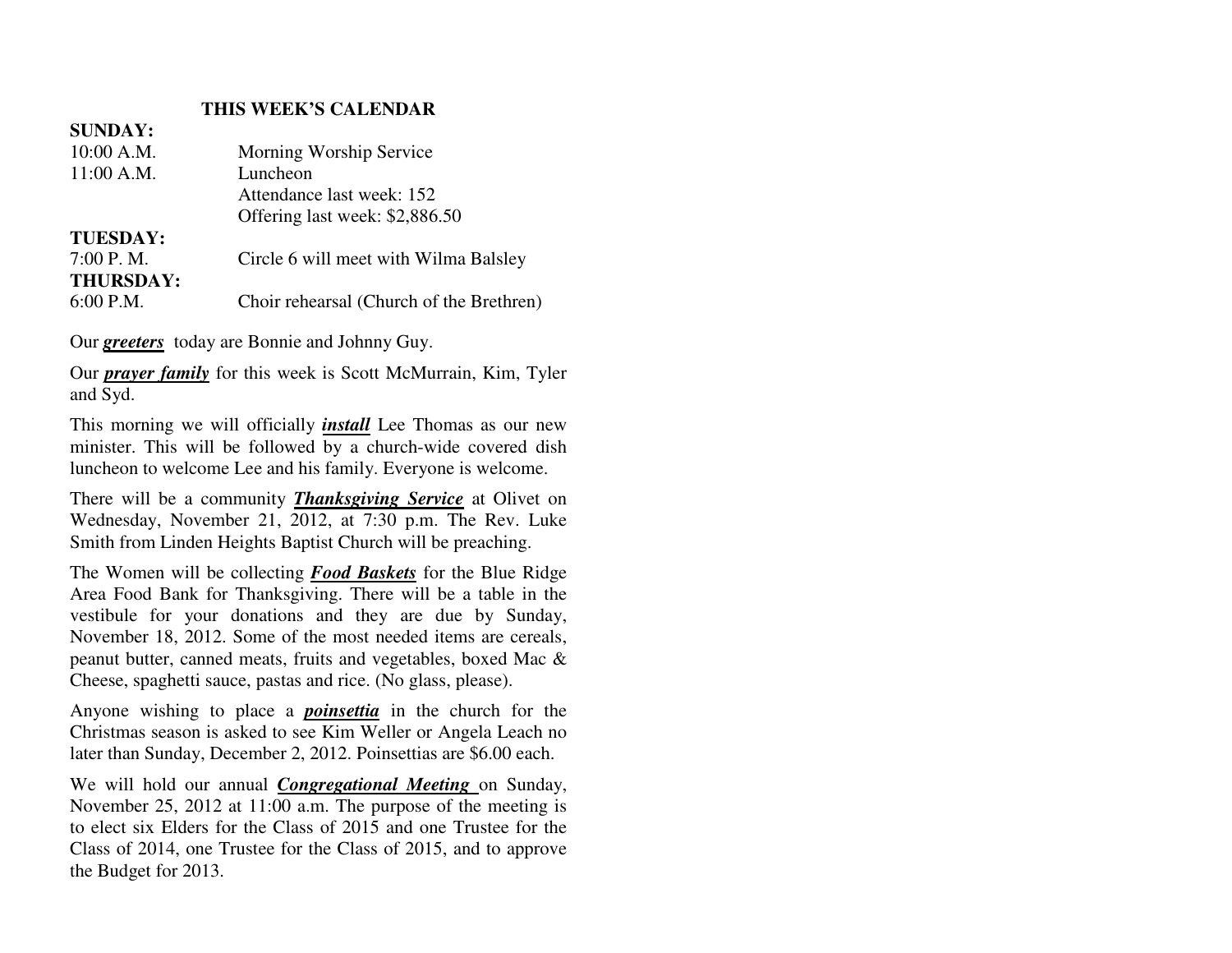## THIS WEEK'S CALENDAR

**SUNDAY:**

| | |
|---|---|
| 10:00 A.M. | Morning Worship Service |
| 11:00 A.M. | Luncheon |
| | Attendance last week: 152 |
| | Offering last week: $2,886.50 |

**TUESDAY:**

| | |
|---|---|
| 7:00 P. M. | Circle 6 will meet with Wilma Balsley |

**THURSDAY:**

| | |
|---|---|
| 6:00 P.M. | Choir rehearsal (Church of the Brethren) |

Our ***greeters*** today are Bonnie and Johnny Guy.

Our ***prayer family*** for this week is Scott McMurrain, Kim, Tyler and Syd.

This morning we will officially ***install*** Lee Thomas as our new minister. This will be followed by a church-wide covered dish luncheon to welcome Lee and his family. Everyone is welcome.

There will be a community ***Thanksgiving Service*** at Olivet on Wednesday, November 21, 2012, at 7:30 p.m. The Rev. Luke Smith from Linden Heights Baptist Church will be preaching.

The Women will be collecting ***Food Baskets*** for the Blue Ridge Area Food Bank for Thanksgiving. There will be a table in the vestibule for your donations and they are due by Sunday, November 18, 2012. Some of the most needed items are cereals, peanut butter, canned meats, fruits and vegetables, boxed Mac & Cheese, spaghetti sauce, pastas and rice. (No glass, please).

Anyone wishing to place a ***poinsettia*** in the church for the Christmas season is asked to see Kim Weller or Angela Leach no later than Sunday, December 2, 2012. Poinsettias are $6.00 each.

We will hold our annual ***Congregational Meeting*** on Sunday, November 25, 2012 at 11:00 a.m. The purpose of the meeting is to elect six Elders for the Class of 2015 and one Trustee for the Class of 2014, one Trustee for the Class of 2015, and to approve the Budget for 2013.